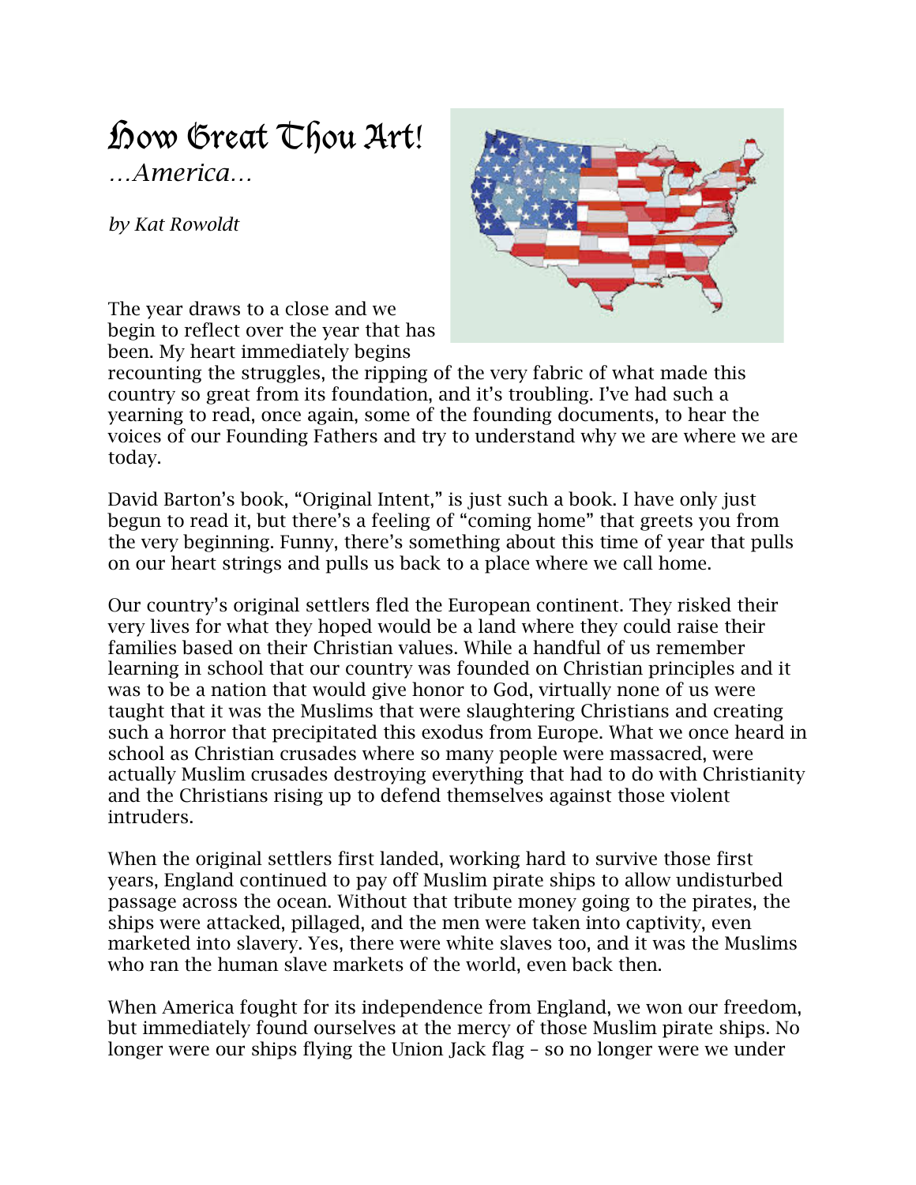# How Great Thou Art!

*…America…*

*by Kat Rowoldt*

The year draws to a close and we begin to reflect over the year that has been. My heart immediately begins recounting the struggles, the ripping of the very fabric of what made this country so great from its foundation, and it's troubling. I've had such a yearning to read, once again, some of the founding documents, to hear the voices of our Founding Fathers and try to understand why we are where we are today.

David Barton's book, "Original Intent," is just such a book. I have only just begun to read it, but there's a feeling of "coming home" that greets you from the very beginning. Funny, there's something about this time of year that pulls on our heart strings and pulls us back to a place where we call home.

Our country's original settlers fled the European continent. They risked their very lives for what they hoped would be a land where they could raise their families based on their Christian values. While a handful of us remember learning in school that our country was founded on Christian principles and it was to be a nation that would give honor to God, virtually none of us were taught that it was the Muslims that were slaughtering Christians and creating such a horror that precipitated this exodus from Europe. What we once heard in school as Christian crusades where so many people were massacred, were actually Muslim crusades destroying everything that had to do with Christianity and the Christians rising up to defend themselves against those violent intruders.

When the original settlers first landed, working hard to survive those first years, England continued to pay off Muslim pirate ships to allow undisturbed passage across the ocean. Without that tribute money going to the pirates, the ships were attacked, pillaged, and the men were taken into captivity, even marketed into slavery. Yes, there were white slaves too, and it was the Muslims who ran the human slave markets of the world, even back then.

When America fought for its independence from England, we won our freedom, but immediately found ourselves at the mercy of those Muslim pirate ships. No longer were our ships flying the Union Jack flag – so no longer were we under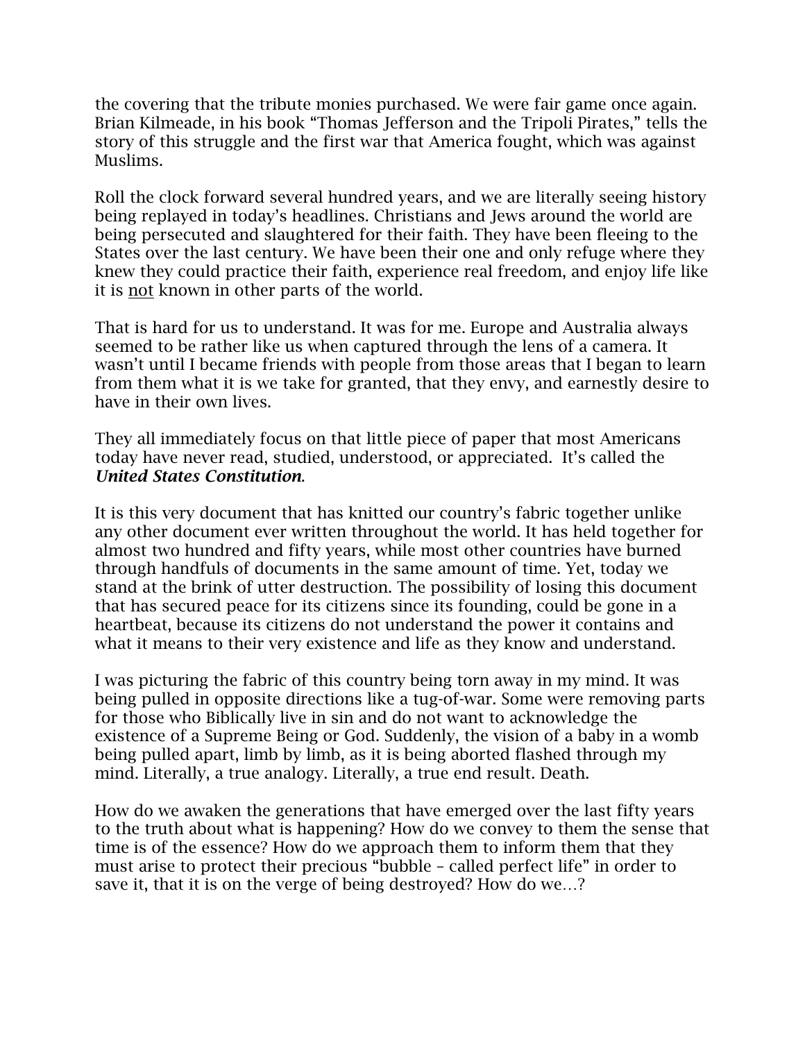the covering that the tribute monies purchased. We were fair game once again. Brian Kilmeade, in his book "Thomas Jefferson and the Tripoli Pirates," tells the story of this struggle and the first war that America fought, which was against Muslims.

Roll the clock forward several hundred years, and we are literally seeing history being replayed in today's headlines. Christians and Jews around the world are being persecuted and slaughtered for their faith. They have been fleeing to the States over the last century. We have been their one and only refuge where they knew they could practice their faith, experience real freedom, and enjoy life like it is <u>not</u> known in other parts of the world.

That is hard for us to understand. It was for me. Europe and Australia always seemed to be rather like us when captured through the lens of a camera. It wasn't until I became friends with people from those areas that I began to learn from them what it is we take for granted, that they envy, and earnestly desire to have in their own lives.

They all immediately focus on that little piece of paper that most Americans today have never read, studied, understood, or appreciated. It's called the ***United States Constitution***.

It is this very document that has knitted our country's fabric together unlike any other document ever written throughout the world. It has held together for almost two hundred and fifty years, while most other countries have burned through handfuls of documents in the same amount of time. Yet, today we stand at the brink of utter destruction. The possibility of losing this document that has secured peace for its citizens since its founding, could be gone in a heartbeat, because its citizens do not understand the power it contains and what it means to their very existence and life as they know and understand.

I was picturing the fabric of this country being torn away in my mind. It was being pulled in opposite directions like a tug-of-war. Some were removing parts for those who Biblically live in sin and do not want to acknowledge the existence of a Supreme Being or God. Suddenly, the vision of a baby in a womb being pulled apart, limb by limb, as it is being aborted flashed through my mind. Literally, a true analogy. Literally, a true end result. Death.

How do we awaken the generations that have emerged over the last fifty years to the truth about what is happening? How do we convey to them the sense that time is of the essence? How do we approach them to inform them that they must arise to protect their precious "bubble – called perfect life" in order to save it, that it is on the verge of being destroyed? How do we…?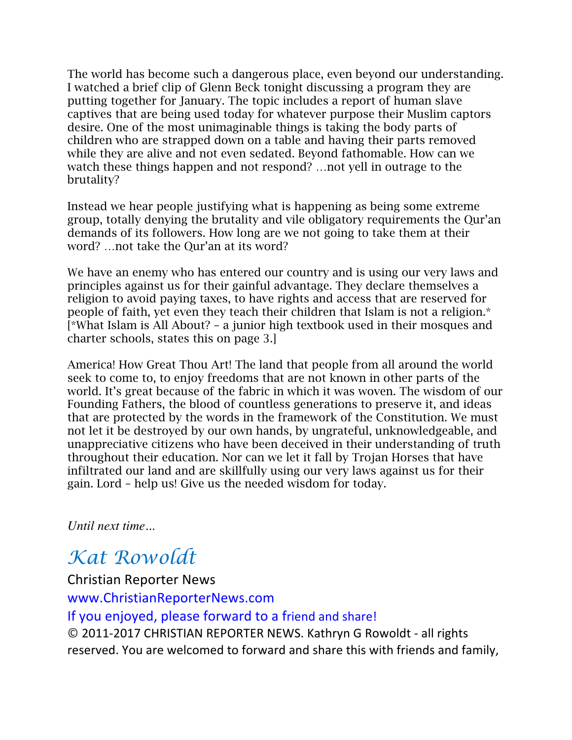The world has become such a dangerous place, even beyond our understanding. I watched a brief clip of Glenn Beck tonight discussing a program they are putting together for January. The topic includes a report of human slave captives that are being used today for whatever purpose their Muslim captors desire. One of the most unimaginable things is taking the body parts of children who are strapped down on a table and having their parts removed while they are alive and not even sedated. Beyond fathomable. How can we watch these things happen and not respond? …not yell in outrage to the brutality?

Instead we hear people justifying what is happening as being some extreme group, totally denying the brutality and vile obligatory requirements the Qur'an demands of its followers. How long are we not going to take them at their word? …not take the Qur'an at its word?

We have an enemy who has entered our country and is using our very laws and principles against us for their gainful advantage. They declare themselves a religion to avoid paying taxes, to have rights and access that are reserved for people of faith, yet even they teach their children that Islam is not a religion.* [*What Islam is All About? – a junior high textbook used in their mosques and charter schools, states this on page 3.]

America! How Great Thou Art! The land that people from all around the world seek to come to, to enjoy freedoms that are not known in other parts of the world. It's great because of the fabric in which it was woven. The wisdom of our Founding Fathers, the blood of countless generations to preserve it, and ideas that are protected by the words in the framework of the Constitution. We must not let it be destroyed by our own hands, by ungrateful, unknowledgeable, and unappreciative citizens who have been deceived in their understanding of truth throughout their education. Nor can we let it fall by Trojan Horses that have infiltrated our land and are skillfully using our very laws against us for their gain. Lord – help us! Give us the needed wisdom for today.

*Until next time…*

*Kat Rowoldt*

Christian Reporter News

www.ChristianReporterNews.com

If you enjoyed, please forward to a friend and share!

© 2011-2017 CHRISTIAN REPORTER NEWS. Kathryn G Rowoldt - all rights reserved. You are welcomed to forward and share this with friends and family,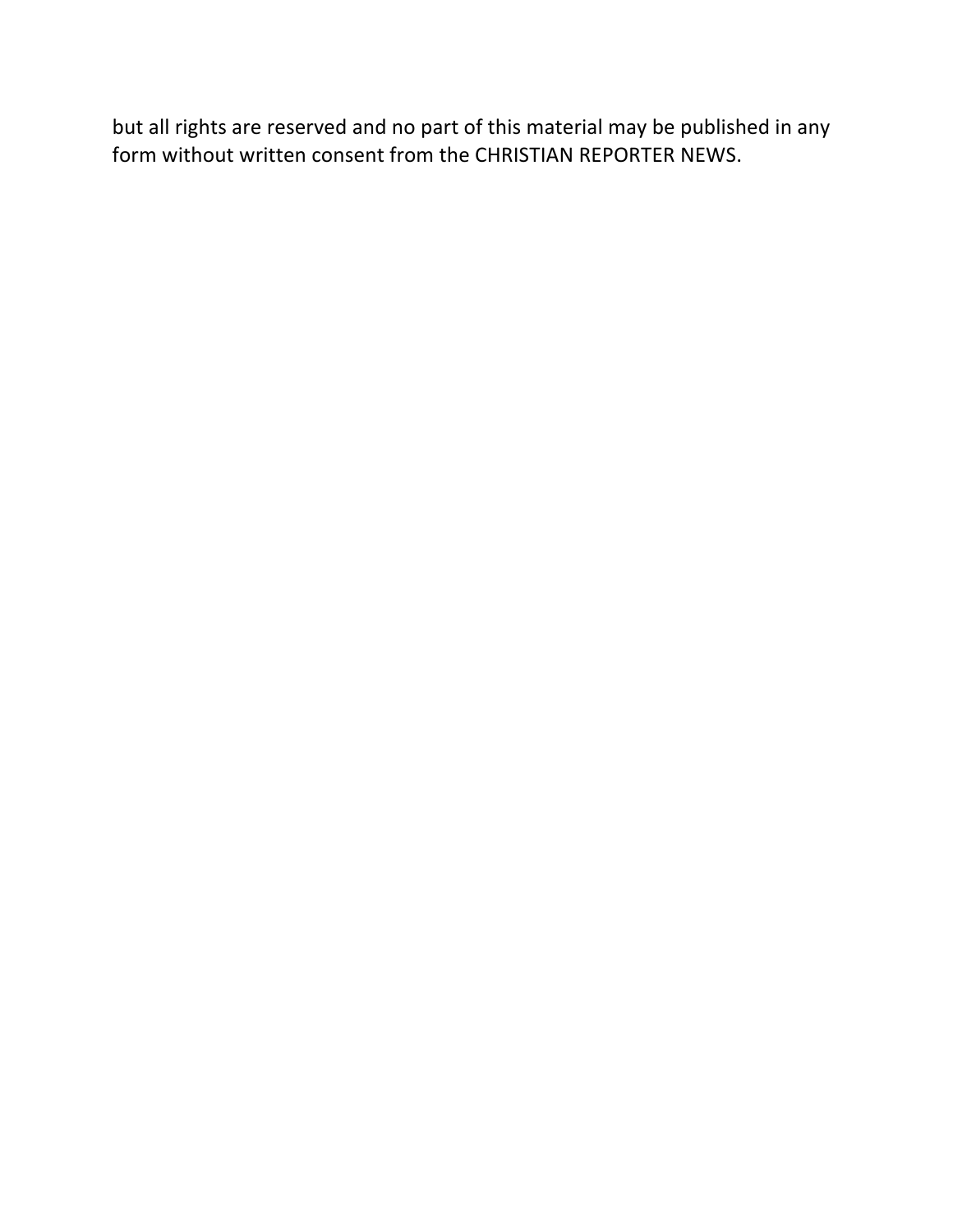but all rights are reserved and no part of this material may be published in any form without written consent from the CHRISTIAN REPORTER NEWS.